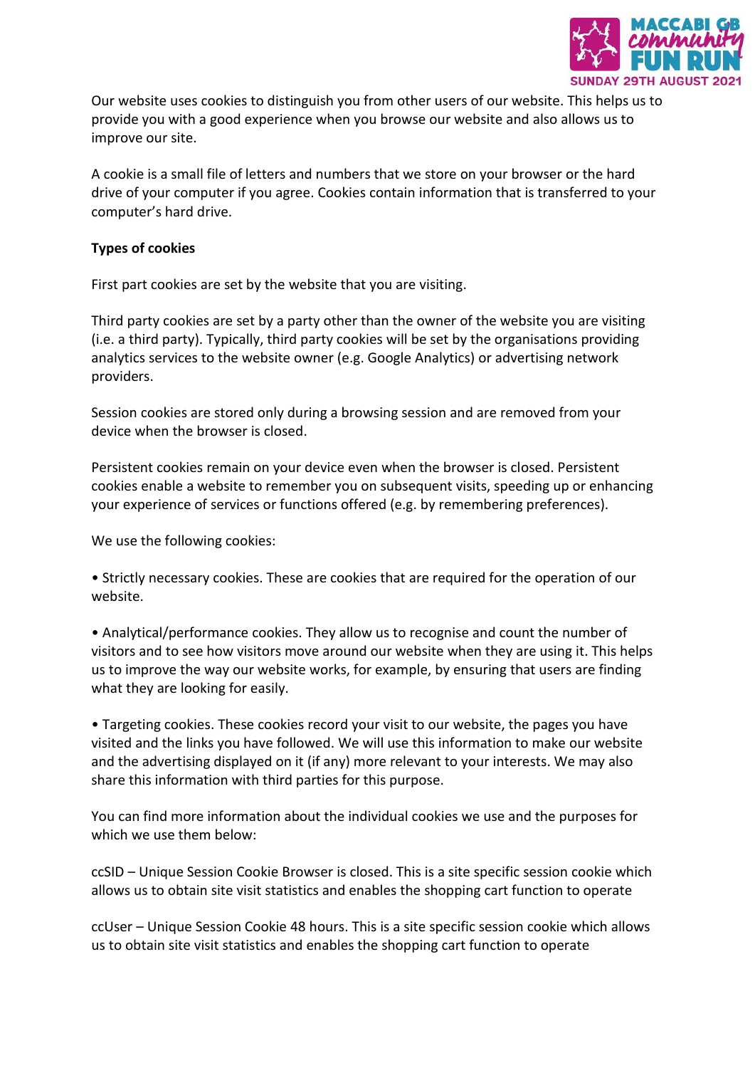Our website uses cookies to distinguish you from other users of our website. This helps us to provide you with a good experience when you browse our website and also allows us to improve our site.

A cookie is a small file of letters and numbers that we store on your browser or the hard drive of your computer if you agree. Cookies contain information that is transferred to your computer's hard drive.

**Types of cookies**

First part cookies are set by the website that you are visiting.

Third party cookies are set by a party other than the owner of the website you are visiting (i.e. a third party). Typically, third party cookies will be set by the organisations providing analytics services to the website owner (e.g. Google Analytics) or advertising network providers.

Session cookies are stored only during a browsing session and are removed from your device when the browser is closed.

Persistent cookies remain on your device even when the browser is closed. Persistent cookies enable a website to remember you on subsequent visits, speeding up or enhancing your experience of services or functions offered (e.g. by remembering preferences).

We use the following cookies:

• Strictly necessary cookies. These are cookies that are required for the operation of our website.

• Analytical/performance cookies. They allow us to recognise and count the number of visitors and to see how visitors move around our website when they are using it. This helps us to improve the way our website works, for example, by ensuring that users are finding what they are looking for easily.

• Targeting cookies. These cookies record your visit to our website, the pages you have visited and the links you have followed. We will use this information to make our website and the advertising displayed on it (if any) more relevant to your interests. We may also share this information with third parties for this purpose.

You can find more information about the individual cookies we use and the purposes for which we use them below:

ccSID – Unique Session Cookie Browser is closed. This is a site specific session cookie which allows us to obtain site visit statistics and enables the shopping cart function to operate

ccUser – Unique Session Cookie 48 hours. This is a site specific session cookie which allows us to obtain site visit statistics and enables the shopping cart function to operate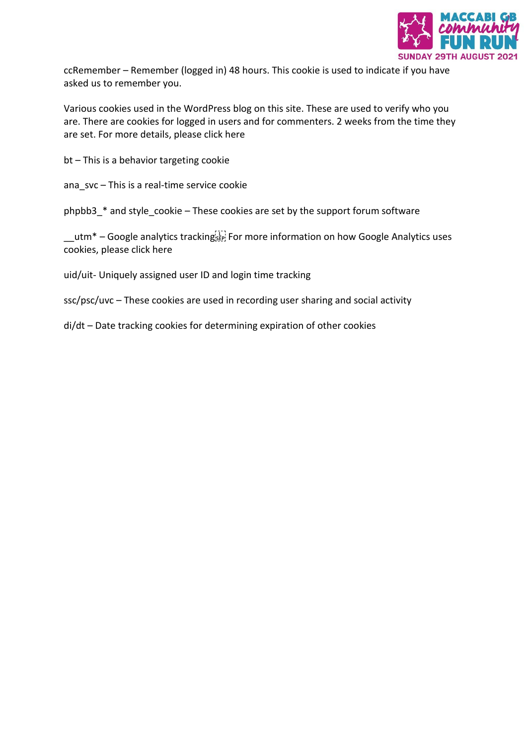ccRemember – Remember (logged in) 48 hours. This cookie is used to indicate if you have asked us to remember you.

Various cookies used in the WordPress blog on this site. These are used to verify who you are. There are cookies for logged in users and for commenters. 2 weeks from the time they are set. For more details, please click here

bt – This is a behavior targeting cookie

ana_svc – This is a real-time service cookie

phpbb3_* and style_cookie – These cookies are set by the support forum software

__utm* – Google analytics tracking For more information on how Google Analytics uses cookies, please click here

uid/uit- Uniquely assigned user ID and login time tracking

ssc/psc/uvc – These cookies are used in recording user sharing and social activity

di/dt – Date tracking cookies for determining expiration of other cookies